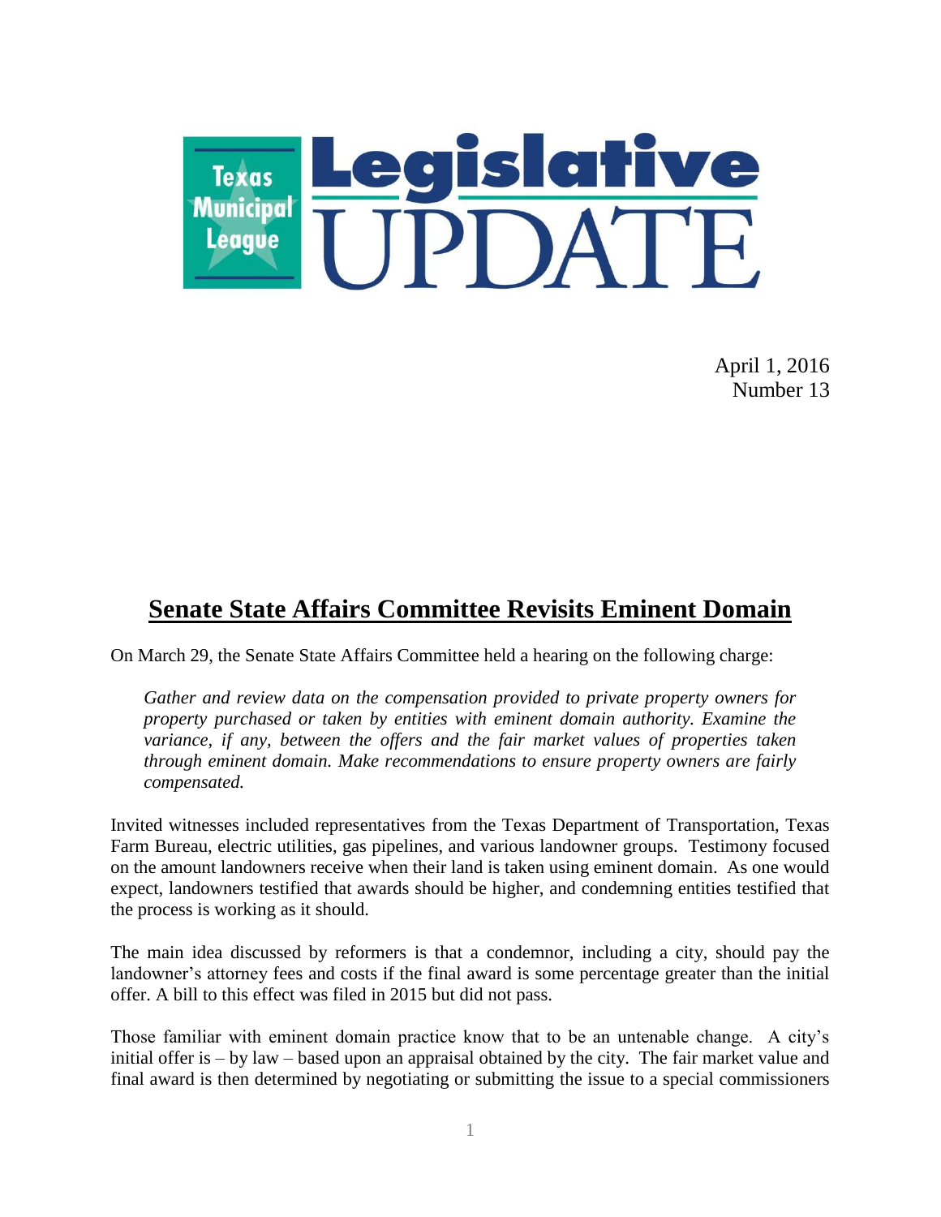Texas Municipal League **Legislative UPDATE**

April 1, 2016
Number 13

## Senate State Affairs Committee Revisits Eminent Domain

On March 29, the Senate State Affairs Committee held a hearing on the following charge:

> *Gather and review data on the compensation provided to private property owners for property purchased or taken by entities with eminent domain authority. Examine the variance, if any, between the offers and the fair market values of properties taken through eminent domain. Make recommendations to ensure property owners are fairly compensated.*

Invited witnesses included representatives from the Texas Department of Transportation, Texas Farm Bureau, electric utilities, gas pipelines, and various landowner groups. Testimony focused on the amount landowners receive when their land is taken using eminent domain. As one would expect, landowners testified that awards should be higher, and condemning entities testified that the process is working as it should.

The main idea discussed by reformers is that a condemnor, including a city, should pay the landowner's attorney fees and costs if the final award is some percentage greater than the initial offer. A bill to this effect was filed in 2015 but did not pass.

Those familiar with eminent domain practice know that to be an untenable change. A city's initial offer is – by law – based upon an appraisal obtained by the city. The fair market value and final award is then determined by negotiating or submitting the issue to a special commissioners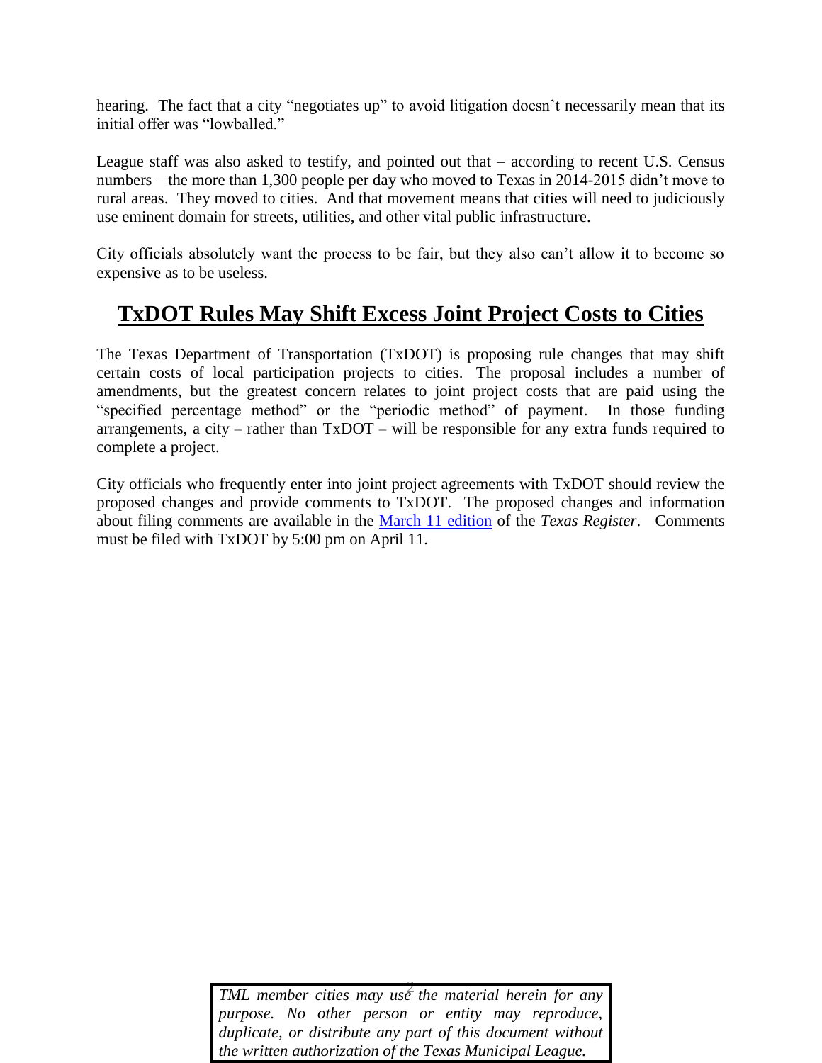hearing. The fact that a city "negotiates up" to avoid litigation doesn't necessarily mean that its initial offer was "lowballed."

League staff was also asked to testify, and pointed out that – according to recent U.S. Census numbers – the more than 1,300 people per day who moved to Texas in 2014-2015 didn't move to rural areas. They moved to cities. And that movement means that cities will need to judiciously use eminent domain for streets, utilities, and other vital public infrastructure.

City officials absolutely want the process to be fair, but they also can't allow it to become so expensive as to be useless.

## TxDOT Rules May Shift Excess Joint Project Costs to Cities

The Texas Department of Transportation (TxDOT) is proposing rule changes that may shift certain costs of local participation projects to cities. The proposal includes a number of amendments, but the greatest concern relates to joint project costs that are paid using the "specified percentage method" or the "periodic method" of payment. In those funding arrangements, a city – rather than TxDOT – will be responsible for any extra funds required to complete a project.

City officials who frequently enter into joint project agreements with TxDOT should review the proposed changes and provide comments to TxDOT. The proposed changes and information about filing comments are available in the March 11 edition of the *Texas Register*. Comments must be filed with TxDOT by 5:00 pm on April 11.

*TML member cities may use the material herein for any purpose. No other person or entity may reproduce, duplicate, or distribute any part of this document without the written authorization of the Texas Municipal League.*